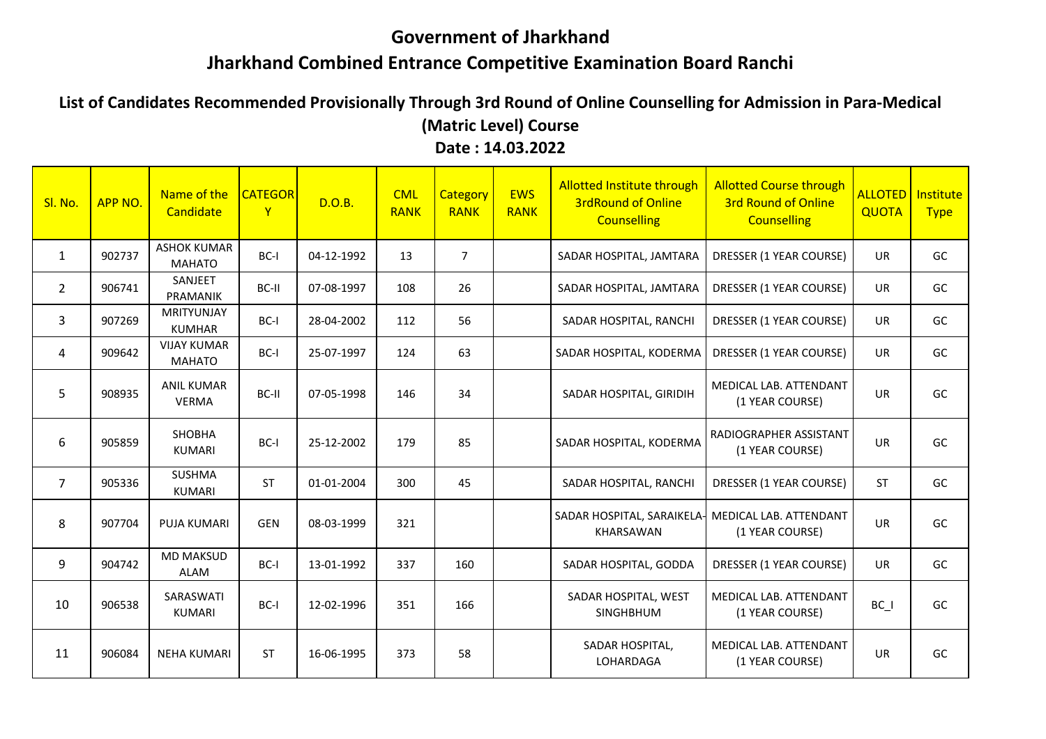# Government of Jharkhand

# Jharkhand Combined Entrance Competitive Examination Board Ranchi

## List of Candidates Recommended Provisionally Through 3rd Round of Online Counselling for Admission in Para-Medical (Matric Level) Course

**Date : 14.03.2022**

| Sl. No. | APP NO. | Name of the Candidate | CATEGORY | D.O.B. | CML RANK | Category RANK | EWS RANK | Allotted Institute through 3rdRound of Online Counselling | Allotted Course through 3rd Round of Online Counselling | ALLOTED QUOTA | Institute Type |
|---|---|---|---|---|---|---|---|---|---|---|---|
| 1 | 902737 | ASHOK KUMAR MAHATO | BC-I | 04-12-1992 | 13 | 7 | | SADAR HOSPITAL, JAMTARA | DRESSER (1 YEAR COURSE) | UR | GC |
| 2 | 906741 | SANJEET PRAMANIK | BC-II | 07-08-1997 | 108 | 26 | | SADAR HOSPITAL, JAMTARA | DRESSER (1 YEAR COURSE) | UR | GC |
| 3 | 907269 | MRITYUNJAY KUMHAR | BC-I | 28-04-2002 | 112 | 56 | | SADAR HOSPITAL, RANCHI | DRESSER (1 YEAR COURSE) | UR | GC |
| 4 | 909642 | VIJAY KUMAR MAHATO | BC-I | 25-07-1997 | 124 | 63 | | SADAR HOSPITAL, KODERMA | DRESSER (1 YEAR COURSE) | UR | GC |
| 5 | 908935 | ANIL KUMAR VERMA | BC-II | 07-05-1998 | 146 | 34 | | SADAR HOSPITAL, GIRIDIH | MEDICAL LAB. ATTENDANT (1 YEAR COURSE) | UR | GC |
| 6 | 905859 | SHOBHA KUMARI | BC-I | 25-12-2002 | 179 | 85 | | SADAR HOSPITAL, KODERMA | RADIOGRAPHER ASSISTANT (1 YEAR COURSE) | UR | GC |
| 7 | 905336 | SUSHMA KUMARI | ST | 01-01-2004 | 300 | 45 | | SADAR HOSPITAL, RANCHI | DRESSER (1 YEAR COURSE) | ST | GC |
| 8 | 907704 | PUJA KUMARI | GEN | 08-03-1999 | 321 | | | SADAR HOSPITAL, SARAIKELA-KHARSAWAN | MEDICAL LAB. ATTENDANT (1 YEAR COURSE) | UR | GC |
| 9 | 904742 | MD MAKSUD ALAM | BC-I | 13-01-1992 | 337 | 160 | | SADAR HOSPITAL, GODDA | DRESSER (1 YEAR COURSE) | UR | GC |
| 10 | 906538 | SARASWATI KUMARI | BC-I | 12-02-1996 | 351 | 166 | | SADAR HOSPITAL, WEST SINGHBHUM | MEDICAL LAB. ATTENDANT (1 YEAR COURSE) | BC_I | GC |
| 11 | 906084 | NEHA KUMARI | ST | 16-06-1995 | 373 | 58 | | SADAR HOSPITAL, LOHARDAGA | MEDICAL LAB. ATTENDANT (1 YEAR COURSE) | UR | GC |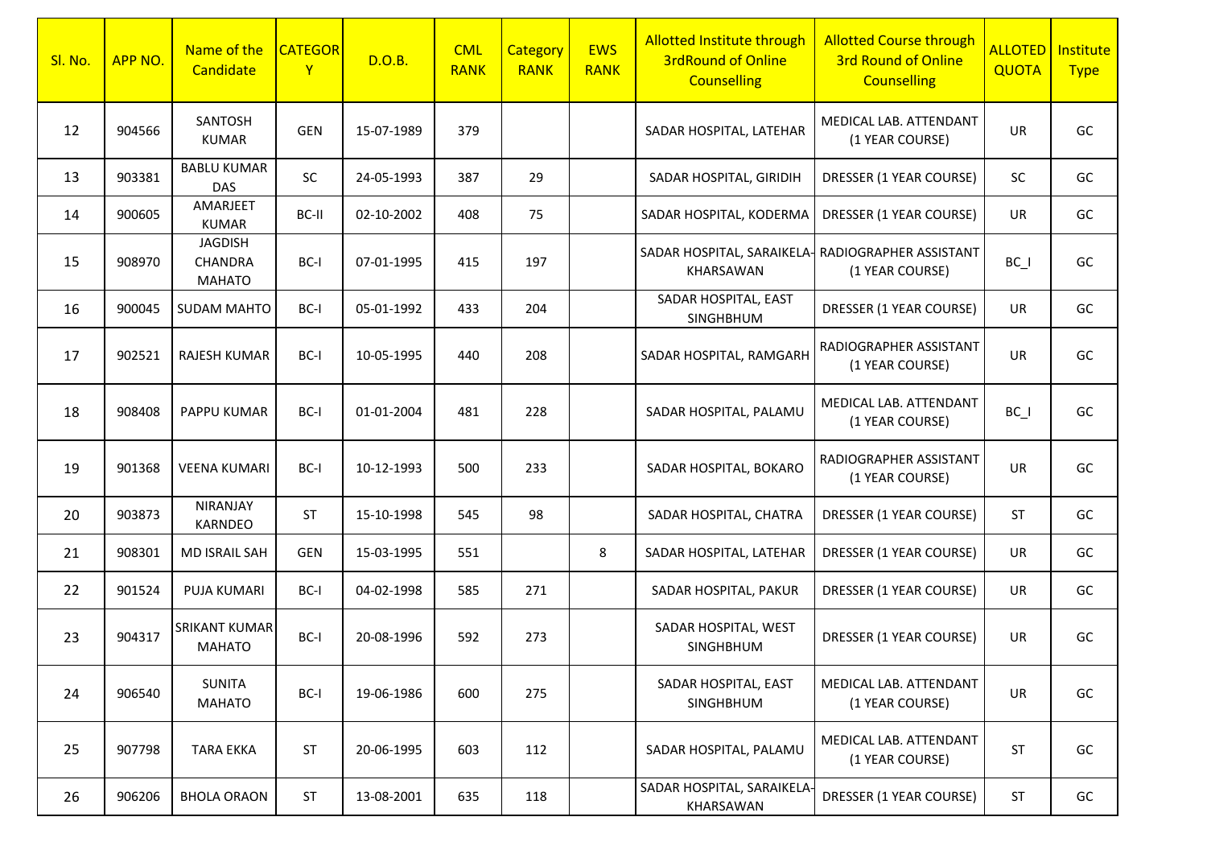| Sl. No. | APP NO. | Name of the Candidate | CATEGORY | D.O.B. | CML RANK | Category RANK | EWS RANK | Allotted Institute through 3rdRound of Online Counselling | Allotted Course through 3rd Round of Online Counselling | ALLOTED QUOTA | Institute Type |
|---|---|---|---|---|---|---|---|---|---|---|---|
| 12 | 904566 | SANTOSH KUMAR | GEN | 15-07-1989 | 379 | | | SADAR HOSPITAL, LATEHAR | MEDICAL LAB. ATTENDANT (1 YEAR COURSE) | UR | GC |
| 13 | 903381 | BABLU KUMAR DAS | SC | 24-05-1993 | 387 | 29 | | SADAR HOSPITAL, GIRIDIH | DRESSER (1 YEAR COURSE) | SC | GC |
| 14 | 900605 | AMARJEET KUMAR | BC-II | 02-10-2002 | 408 | 75 | | SADAR HOSPITAL, KODERMA | DRESSER (1 YEAR COURSE) | UR | GC |
| 15 | 908970 | JAGDISH CHANDRA MAHATO | BC-I | 07-01-1995 | 415 | 197 | | SADAR HOSPITAL, SARAIKELA-KHARSAWAN | RADIOGRAPHER ASSISTANT (1 YEAR COURSE) | BC_I | GC |
| 16 | 900045 | SUDAM MAHTO | BC-I | 05-01-1992 | 433 | 204 | | SADAR HOSPITAL, EAST SINGHBHUM | DRESSER (1 YEAR COURSE) | UR | GC |
| 17 | 902521 | RAJESH KUMAR | BC-I | 10-05-1995 | 440 | 208 | | SADAR HOSPITAL, RAMGARH | RADIOGRAPHER ASSISTANT (1 YEAR COURSE) | UR | GC |
| 18 | 908408 | PAPPU KUMAR | BC-I | 01-01-2004 | 481 | 228 | | SADAR HOSPITAL, PALAMU | MEDICAL LAB. ATTENDANT (1 YEAR COURSE) | BC_I | GC |
| 19 | 901368 | VEENA KUMARI | BC-I | 10-12-1993 | 500 | 233 | | SADAR HOSPITAL, BOKARO | RADIOGRAPHER ASSISTANT (1 YEAR COURSE) | UR | GC |
| 20 | 903873 | NIRANJAY KARNDEO | ST | 15-10-1998 | 545 | 98 | | SADAR HOSPITAL, CHATRA | DRESSER (1 YEAR COURSE) | ST | GC |
| 21 | 908301 | MD ISRAIL SAH | GEN | 15-03-1995 | 551 | | 8 | SADAR HOSPITAL, LATEHAR | DRESSER (1 YEAR COURSE) | UR | GC |
| 22 | 901524 | PUJA KUMARI | BC-I | 04-02-1998 | 585 | 271 | | SADAR HOSPITAL, PAKUR | DRESSER (1 YEAR COURSE) | UR | GC |
| 23 | 904317 | SRIKANT KUMAR MAHATO | BC-I | 20-08-1996 | 592 | 273 | | SADAR HOSPITAL, WEST SINGHBHUM | DRESSER (1 YEAR COURSE) | UR | GC |
| 24 | 906540 | SUNITA MAHATO | BC-I | 19-06-1986 | 600 | 275 | | SADAR HOSPITAL, EAST SINGHBHUM | MEDICAL LAB. ATTENDANT (1 YEAR COURSE) | UR | GC |
| 25 | 907798 | TARA EKKA | ST | 20-06-1995 | 603 | 112 | | SADAR HOSPITAL, PALAMU | MEDICAL LAB. ATTENDANT (1 YEAR COURSE) | ST | GC |
| 26 | 906206 | BHOLA ORAON | ST | 13-08-2001 | 635 | 118 | | SADAR HOSPITAL, SARAIKELA-KHARSAWAN | DRESSER (1 YEAR COURSE) | ST | GC |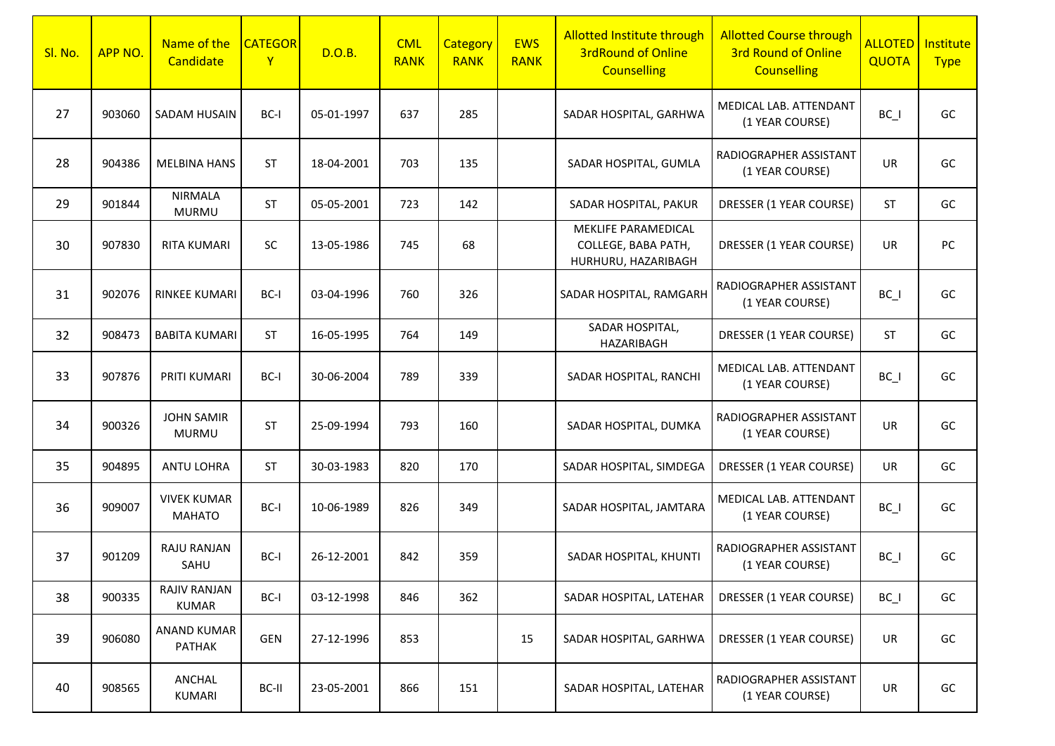| Sl. No. | APP NO. | Name of the Candidate | CATEGORY | D.O.B. | CML RANK | Category RANK | EWS RANK | Allotted Institute through 3rdRound of Online Counselling | Allotted Course through 3rd Round of Online Counselling | ALLOTED QUOTA | Institute Type |
|---|---|---|---|---|---|---|---|---|---|---|---|
| 27 | 903060 | SADAM HUSAIN | BC-I | 05-01-1997 | 637 | 285 | | SADAR HOSPITAL, GARHWA | MEDICAL LAB. ATTENDANT (1 YEAR COURSE) | BC_I | GC |
| 28 | 904386 | MELBINA HANS | ST | 18-04-2001 | 703 | 135 | | SADAR HOSPITAL, GUMLA | RADIOGRAPHER ASSISTANT (1 YEAR COURSE) | UR | GC |
| 29 | 901844 | NIRMALA MURMU | ST | 05-05-2001 | 723 | 142 | | SADAR HOSPITAL, PAKUR | DRESSER (1 YEAR COURSE) | ST | GC |
| 30 | 907830 | RITA KUMARI | SC | 13-05-1986 | 745 | 68 | | MEKLIFE PARAMEDICAL COLLEGE, BABA PATH, HURHURU, HAZARIBAGH | DRESSER (1 YEAR COURSE) | UR | PC |
| 31 | 902076 | RINKEE KUMARI | BC-I | 03-04-1996 | 760 | 326 | | SADAR HOSPITAL, RAMGARH | RADIOGRAPHER ASSISTANT (1 YEAR COURSE) | BC_I | GC |
| 32 | 908473 | BABITA KUMARI | ST | 16-05-1995 | 764 | 149 | | SADAR HOSPITAL, HAZARIBAGH | DRESSER (1 YEAR COURSE) | ST | GC |
| 33 | 907876 | PRITI KUMARI | BC-I | 30-06-2004 | 789 | 339 | | SADAR HOSPITAL, RANCHI | MEDICAL LAB. ATTENDANT (1 YEAR COURSE) | BC_I | GC |
| 34 | 900326 | JOHN SAMIR MURMU | ST | 25-09-1994 | 793 | 160 | | SADAR HOSPITAL, DUMKA | RADIOGRAPHER ASSISTANT (1 YEAR COURSE) | UR | GC |
| 35 | 904895 | ANTU LOHRA | ST | 30-03-1983 | 820 | 170 | | SADAR HOSPITAL, SIMDEGA | DRESSER (1 YEAR COURSE) | UR | GC |
| 36 | 909007 | VIVEK KUMAR MAHATO | BC-I | 10-06-1989 | 826 | 349 | | SADAR HOSPITAL, JAMTARA | MEDICAL LAB. ATTENDANT (1 YEAR COURSE) | BC_I | GC |
| 37 | 901209 | RAJU RANJAN SAHU | BC-I | 26-12-2001 | 842 | 359 | | SADAR HOSPITAL, KHUNTI | RADIOGRAPHER ASSISTANT (1 YEAR COURSE) | BC_I | GC |
| 38 | 900335 | RAJIV RANJAN KUMAR | BC-I | 03-12-1998 | 846 | 362 | | SADAR HOSPITAL, LATEHAR | DRESSER (1 YEAR COURSE) | BC_I | GC |
| 39 | 906080 | ANAND KUMAR PATHAK | GEN | 27-12-1996 | 853 | | 15 | SADAR HOSPITAL, GARHWA | DRESSER (1 YEAR COURSE) | UR | GC |
| 40 | 908565 | ANCHAL KUMARI | BC-II | 23-05-2001 | 866 | 151 | | SADAR HOSPITAL, LATEHAR | RADIOGRAPHER ASSISTANT (1 YEAR COURSE) | UR | GC |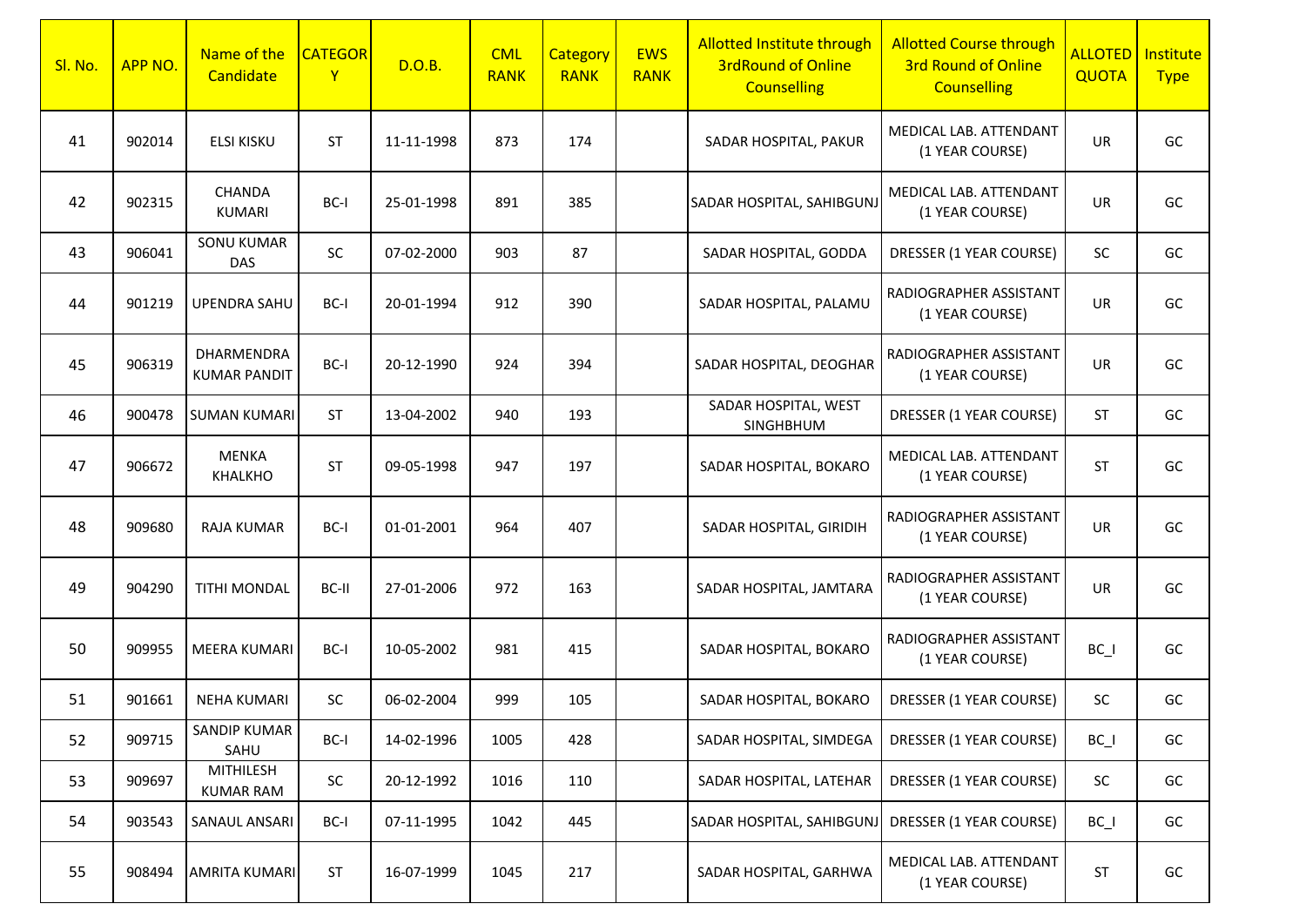| Sl. No. | APP NO. | Name of the Candidate | CATEGORY | D.O.B. | CML RANK | Category RANK | EWS RANK | Allotted Institute through 3rdRound of Online Counselling | Allotted Course through 3rd Round of Online Counselling | ALLOTED QUOTA | Institute Type |
|---|---|---|---|---|---|---|---|---|---|---|---|
| 41 | 902014 | ELSI KISKU | ST | 11-11-1998 | 873 | 174 | | SADAR HOSPITAL, PAKUR | MEDICAL LAB. ATTENDANT (1 YEAR COURSE) | UR | GC |
| 42 | 902315 | CHANDA KUMARI | BC-I | 25-01-1998 | 891 | 385 | | SADAR HOSPITAL, SAHIBGUNJ | MEDICAL LAB. ATTENDANT (1 YEAR COURSE) | UR | GC |
| 43 | 906041 | SONU KUMAR DAS | SC | 07-02-2000 | 903 | 87 | | SADAR HOSPITAL, GODDA | DRESSER (1 YEAR COURSE) | SC | GC |
| 44 | 901219 | UPENDRA SAHU | BC-I | 20-01-1994 | 912 | 390 | | SADAR HOSPITAL, PALAMU | RADIOGRAPHER ASSISTANT (1 YEAR COURSE) | UR | GC |
| 45 | 906319 | DHARMENDRA KUMAR PANDIT | BC-I | 20-12-1990 | 924 | 394 | | SADAR HOSPITAL, DEOGHAR | RADIOGRAPHER ASSISTANT (1 YEAR COURSE) | UR | GC |
| 46 | 900478 | SUMAN KUMARI | ST | 13-04-2002 | 940 | 193 | | SADAR HOSPITAL, WEST SINGHBHUM | DRESSER (1 YEAR COURSE) | ST | GC |
| 47 | 906672 | MENKA KHALKHO | ST | 09-05-1998 | 947 | 197 | | SADAR HOSPITAL, BOKARO | MEDICAL LAB. ATTENDANT (1 YEAR COURSE) | ST | GC |
| 48 | 909680 | RAJA KUMAR | BC-I | 01-01-2001 | 964 | 407 | | SADAR HOSPITAL, GIRIDIH | RADIOGRAPHER ASSISTANT (1 YEAR COURSE) | UR | GC |
| 49 | 904290 | TITHI MONDAL | BC-II | 27-01-2006 | 972 | 163 | | SADAR HOSPITAL, JAMTARA | RADIOGRAPHER ASSISTANT (1 YEAR COURSE) | UR | GC |
| 50 | 909955 | MEERA KUMARI | BC-I | 10-05-2002 | 981 | 415 | | SADAR HOSPITAL, BOKARO | RADIOGRAPHER ASSISTANT (1 YEAR COURSE) | BC_I | GC |
| 51 | 901661 | NEHA KUMARI | SC | 06-02-2004 | 999 | 105 | | SADAR HOSPITAL, BOKARO | DRESSER (1 YEAR COURSE) | SC | GC |
| 52 | 909715 | SANDIP KUMAR SAHU | BC-I | 14-02-1996 | 1005 | 428 | | SADAR HOSPITAL, SIMDEGA | DRESSER (1 YEAR COURSE) | BC_I | GC |
| 53 | 909697 | MITHILESH KUMAR RAM | SC | 20-12-1992 | 1016 | 110 | | SADAR HOSPITAL, LATEHAR | DRESSER (1 YEAR COURSE) | SC | GC |
| 54 | 903543 | SANAUL ANSARI | BC-I | 07-11-1995 | 1042 | 445 | | SADAR HOSPITAL, SAHIBGUNJ | DRESSER (1 YEAR COURSE) | BC_I | GC |
| 55 | 908494 | AMRITA KUMARI | ST | 16-07-1999 | 1045 | 217 | | SADAR HOSPITAL, GARHWA | MEDICAL LAB. ATTENDANT (1 YEAR COURSE) | ST | GC |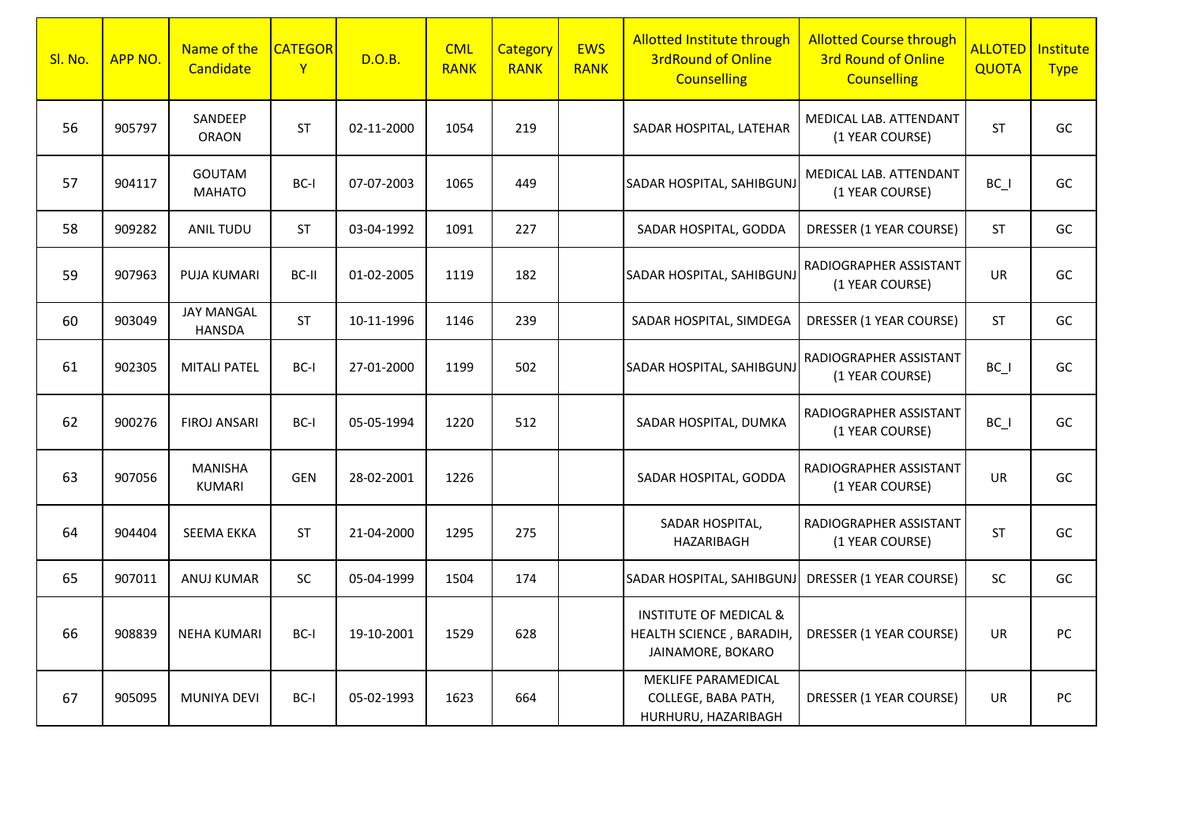| Sl. No. | APP NO. | Name of the Candidate | CATEGORY | D.O.B. | CML RANK | Category RANK | EWS RANK | Allotted Institute through 3rdRound of Online Counselling | Allotted Course through 3rd Round of Online Counselling | ALLOTED QUOTA | Institute Type |
|---|---|---|---|---|---|---|---|---|---|---|---|
| 56 | 905797 | SANDEEP ORAON | ST | 02-11-2000 | 1054 | 219 | | SADAR HOSPITAL, LATEHAR | MEDICAL LAB. ATTENDANT (1 YEAR COURSE) | ST | GC |
| 57 | 904117 | GOUTAM MAHATO | BC-I | 07-07-2003 | 1065 | 449 | | SADAR HOSPITAL, SAHIBGUNJ | MEDICAL LAB. ATTENDANT (1 YEAR COURSE) | BC_I | GC |
| 58 | 909282 | ANIL TUDU | ST | 03-04-1992 | 1091 | 227 | | SADAR HOSPITAL, GODDA | DRESSER (1 YEAR COURSE) | ST | GC |
| 59 | 907963 | PUJA KUMARI | BC-II | 01-02-2005 | 1119 | 182 | | SADAR HOSPITAL, SAHIBGUNJ | RADIOGRAPHER ASSISTANT (1 YEAR COURSE) | UR | GC |
| 60 | 903049 | JAY MANGAL HANSDA | ST | 10-11-1996 | 1146 | 239 | | SADAR HOSPITAL, SIMDEGA | DRESSER (1 YEAR COURSE) | ST | GC |
| 61 | 902305 | MITALI PATEL | BC-I | 27-01-2000 | 1199 | 502 | | SADAR HOSPITAL, SAHIBGUNJ | RADIOGRAPHER ASSISTANT (1 YEAR COURSE) | BC_I | GC |
| 62 | 900276 | FIROJ ANSARI | BC-I | 05-05-1994 | 1220 | 512 | | SADAR HOSPITAL, DUMKA | RADIOGRAPHER ASSISTANT (1 YEAR COURSE) | BC_I | GC |
| 63 | 907056 | MANISHA KUMARI | GEN | 28-02-2001 | 1226 | | | SADAR HOSPITAL, GODDA | RADIOGRAPHER ASSISTANT (1 YEAR COURSE) | UR | GC |
| 64 | 904404 | SEEMA EKKA | ST | 21-04-2000 | 1295 | 275 | | SADAR HOSPITAL, HAZARIBAGH | RADIOGRAPHER ASSISTANT (1 YEAR COURSE) | ST | GC |
| 65 | 907011 | ANUJ KUMAR | SC | 05-04-1999 | 1504 | 174 | | SADAR HOSPITAL, SAHIBGUNJ | DRESSER (1 YEAR COURSE) | SC | GC |
| 66 | 908839 | NEHA KUMARI | BC-I | 19-10-2001 | 1529 | 628 | | INSTITUTE OF MEDICAL & HEALTH SCIENCE , BARADIH, JAINAMORE, BOKARO | DRESSER (1 YEAR COURSE) | UR | PC |
| 67 | 905095 | MUNIYA DEVI | BC-I | 05-02-1993 | 1623 | 664 | | MEKLIFE PARAMEDICAL COLLEGE, BABA PATH, HURHURU, HAZARIBAGH | DRESSER (1 YEAR COURSE) | UR | PC |